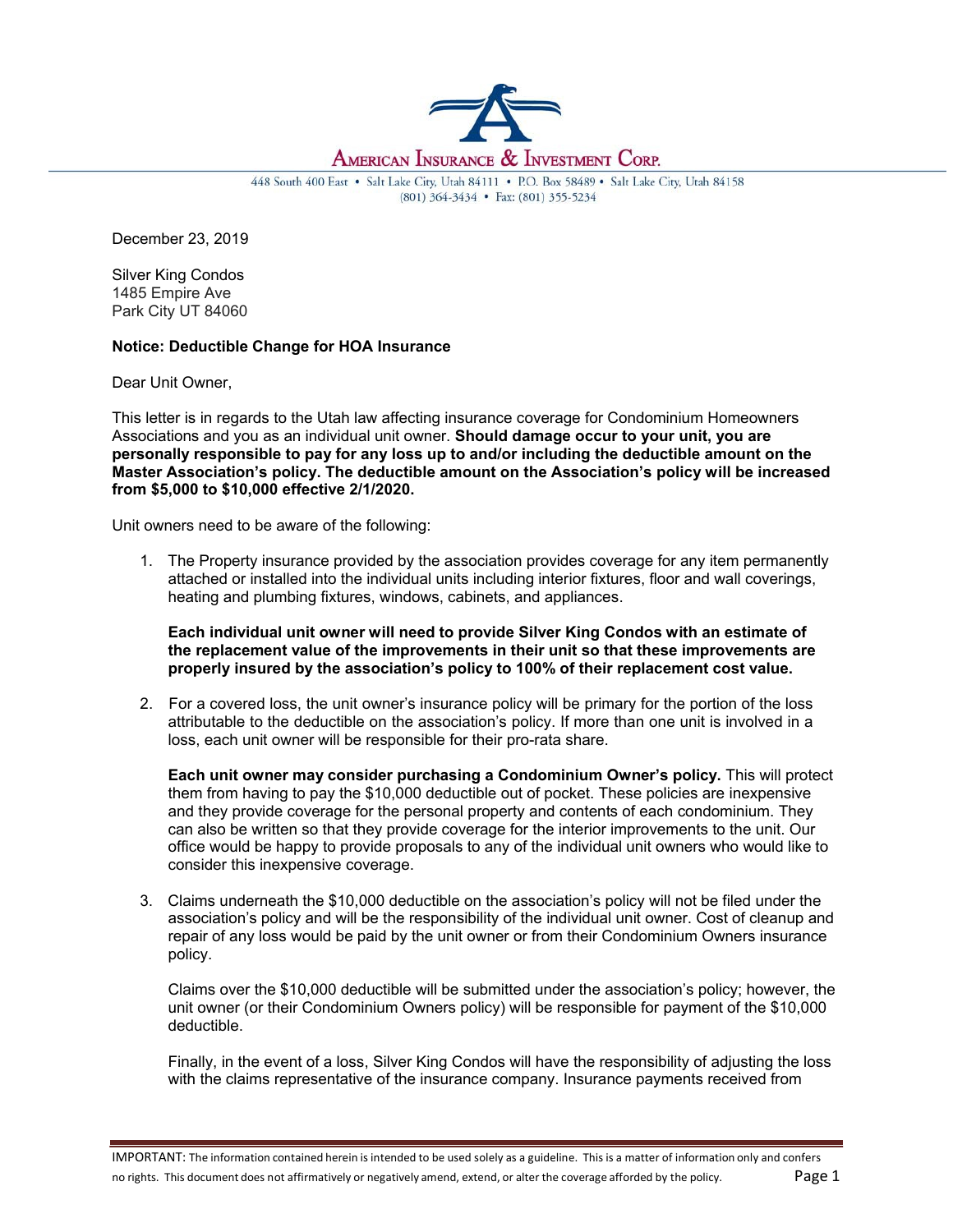**AMERICAN INSURANCE & INVESTMENT CORP.**

448 South 400 East • Salt Lake City, Utah 84111 • P.O. Box 58489 • Salt Lake City, Utah 84158
(801) 364-3434 • Fax: (801) 355-5234

December 23, 2019

Silver King Condos
1485 Empire Ave
Park City UT 84060

**Notice: Deductible Change for HOA Insurance**

Dear Unit Owner,

This letter is in regards to the Utah law affecting insurance coverage for Condominium Homeowners Associations and you as an individual unit owner. **Should damage occur to your unit, you are personally responsible to pay for any loss up to and/or including the deductible amount on the Master Association's policy. The deductible amount on the Association's policy will be increased from $5,000 to $10,000 effective 2/1/2020.**

Unit owners need to be aware of the following:

1. The Property insurance provided by the association provides coverage for any item permanently attached or installed into the individual units including interior fixtures, floor and wall coverings, heating and plumbing fixtures, windows, cabinets, and appliances.

   **Each individual unit owner will need to provide Silver King Condos with an estimate of the replacement value of the improvements in their unit so that these improvements are properly insured by the association's policy to 100% of their replacement cost value.**

2. For a covered loss, the unit owner's insurance policy will be primary for the portion of the loss attributable to the deductible on the association's policy. If more than one unit is involved in a loss, each unit owner will be responsible for their pro-rata share.

   **Each unit owner may consider purchasing a Condominium Owner's policy.** This will protect them from having to pay the $10,000 deductible out of pocket. These policies are inexpensive and they provide coverage for the personal property and contents of each condominium. They can also be written so that they provide coverage for the interior improvements to the unit. Our office would be happy to provide proposals to any of the individual unit owners who would like to consider this inexpensive coverage.

3. Claims underneath the $10,000 deductible on the association's policy will not be filed under the association's policy and will be the responsibility of the individual unit owner. Cost of cleanup and repair of any loss would be paid by the unit owner or from their Condominium Owners insurance policy.

   Claims over the $10,000 deductible will be submitted under the association's policy; however, the unit owner (or their Condominium Owners policy) will be responsible for payment of the $10,000 deductible.

   Finally, in the event of a loss, Silver King Condos will have the responsibility of adjusting the loss with the claims representative of the insurance company. Insurance payments received from

IMPORTANT: The information contained herein is intended to be used solely as a guideline. This is a matter of information only and confers no rights. This document does not affirmatively or negatively amend, extend, or alter the coverage afforded by the policy.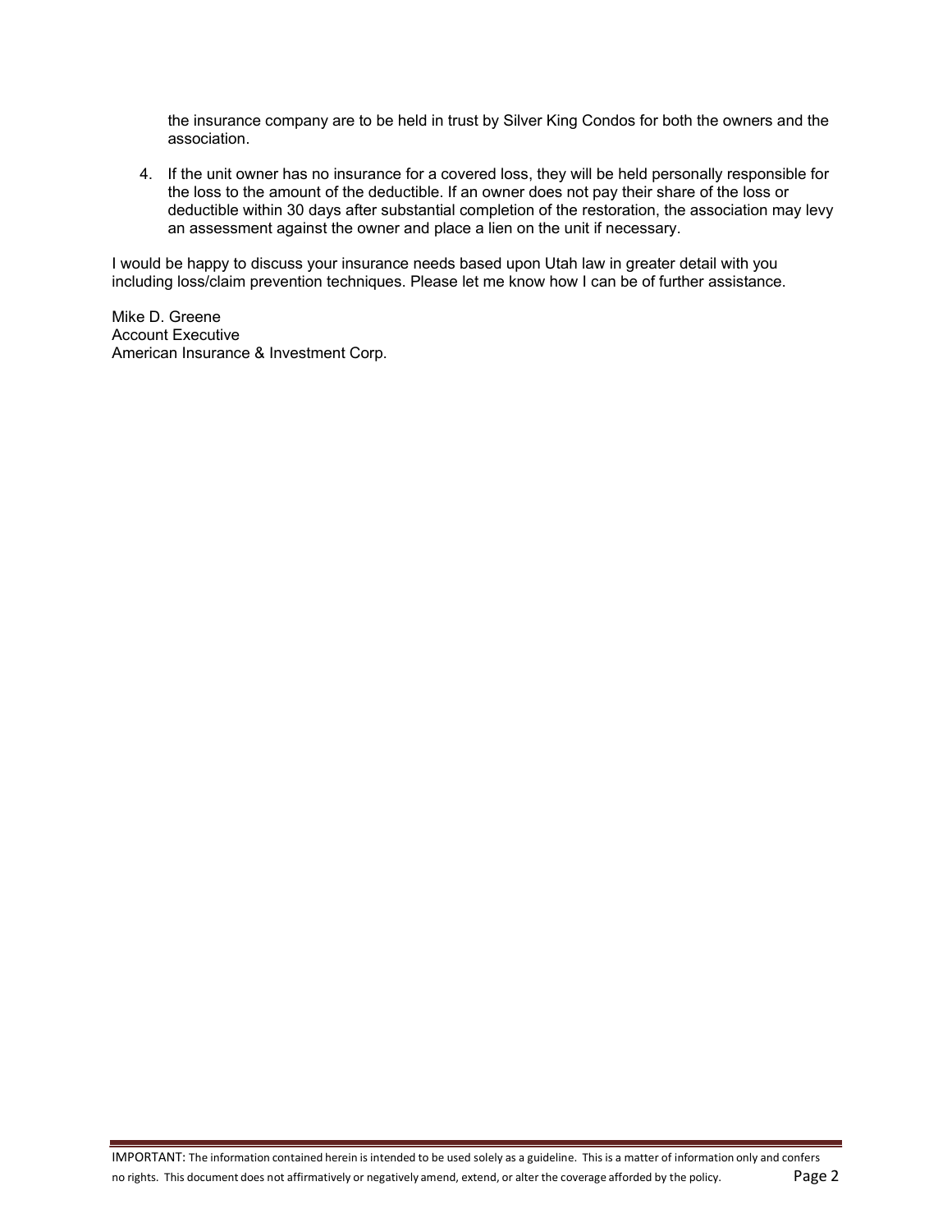the insurance company are to be held in trust by Silver King Condos for both the owners and the association.

4. If the unit owner has no insurance for a covered loss, they will be held personally responsible for the loss to the amount of the deductible. If an owner does not pay their share of the loss or deductible within 30 days after substantial completion of the restoration, the association may levy an assessment against the owner and place a lien on the unit if necessary.

I would be happy to discuss your insurance needs based upon Utah law in greater detail with you including loss/claim prevention techniques. Please let me know how I can be of further assistance.

Mike D. Greene
Account Executive
American Insurance & Investment Corp.

IMPORTANT: The information contained herein is intended to be used solely as a guideline. This is a matter of information only and confers no rights. This document does not affirmatively or negatively amend, extend, or alter the coverage afforded by the policy.